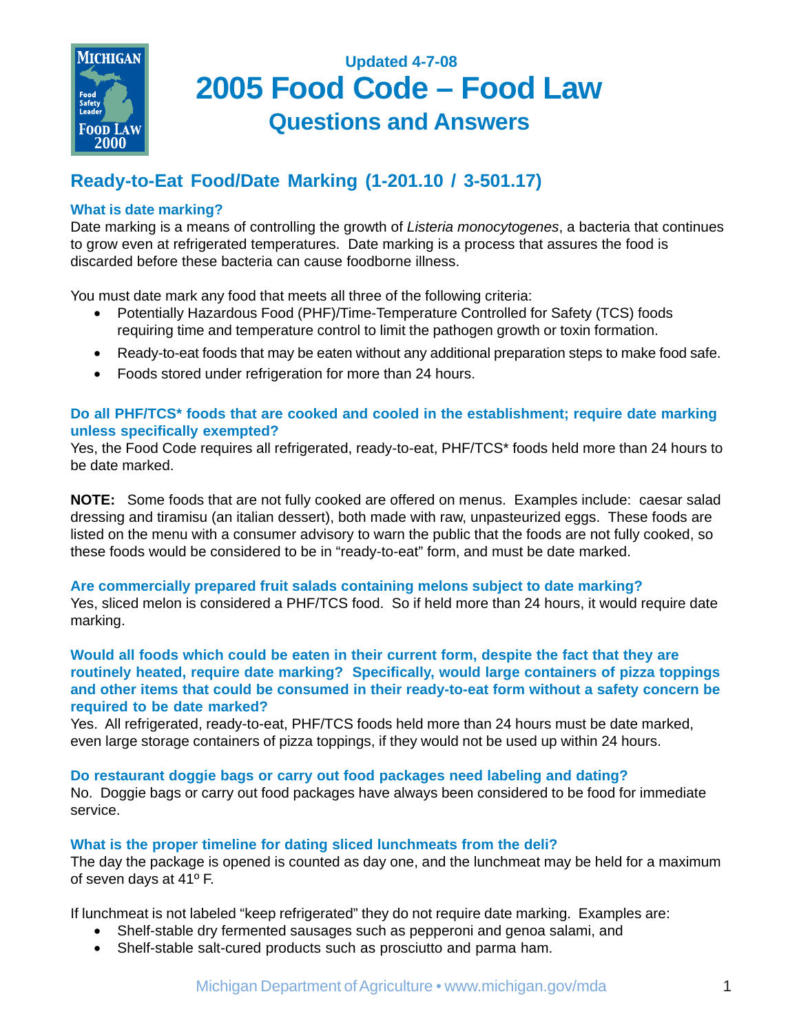Updated 4-7-08

# 2005 Food Code – Food Law

## Questions and Answers

## Ready-to-Eat Food/Date Marking (1-201.10 / 3-501.17)

### What is date marking?

Date marking is a means of controlling the growth of *Listeria monocytogenes*, a bacteria that continues to grow even at refrigerated temperatures. Date marking is a process that assures the food is discarded before these bacteria can cause foodborne illness.

You must date mark any food that meets all three of the following criteria:

- Potentially Hazardous Food (PHF)/Time-Temperature Controlled for Safety (TCS) foods requiring time and temperature control to limit the pathogen growth or toxin formation.
- Ready-to-eat foods that may be eaten without any additional preparation steps to make food safe.
- Foods stored under refrigeration for more than 24 hours.

### Do all PHF/TCS* foods that are cooked and cooled in the establishment; require date marking unless specifically exempted?

Yes, the Food Code requires all refrigerated, ready-to-eat, PHF/TCS* foods held more than 24 hours to be date marked.

**NOTE:** Some foods that are not fully cooked are offered on menus. Examples include: caesar salad dressing and tiramisu (an italian dessert), both made with raw, unpasteurized eggs. These foods are listed on the menu with a consumer advisory to warn the public that the foods are not fully cooked, so these foods would be considered to be in "ready-to-eat" form, and must be date marked.

### Are commercially prepared fruit salads containing melons subject to date marking?

Yes, sliced melon is considered a PHF/TCS food. So if held more than 24 hours, it would require date marking.

### Would all foods which could be eaten in their current form, despite the fact that they are routinely heated, require date marking? Specifically, would large containers of pizza toppings and other items that could be consumed in their ready-to-eat form without a safety concern be required to be date marked?

Yes. All refrigerated, ready-to-eat, PHF/TCS foods held more than 24 hours must be date marked, even large storage containers of pizza toppings, if they would not be used up within 24 hours.

### Do restaurant doggie bags or carry out food packages need labeling and dating?

No. Doggie bags or carry out food packages have always been considered to be food for immediate service.

### What is the proper timeline for dating sliced lunchmeats from the deli?

The day the package is opened is counted as day one, and the lunchmeat may be held for a maximum of seven days at 41º F.

If lunchmeat is not labeled "keep refrigerated" they do not require date marking. Examples are:

- Shelf-stable dry fermented sausages such as pepperoni and genoa salami, and
- Shelf-stable salt-cured products such as prosciutto and parma ham.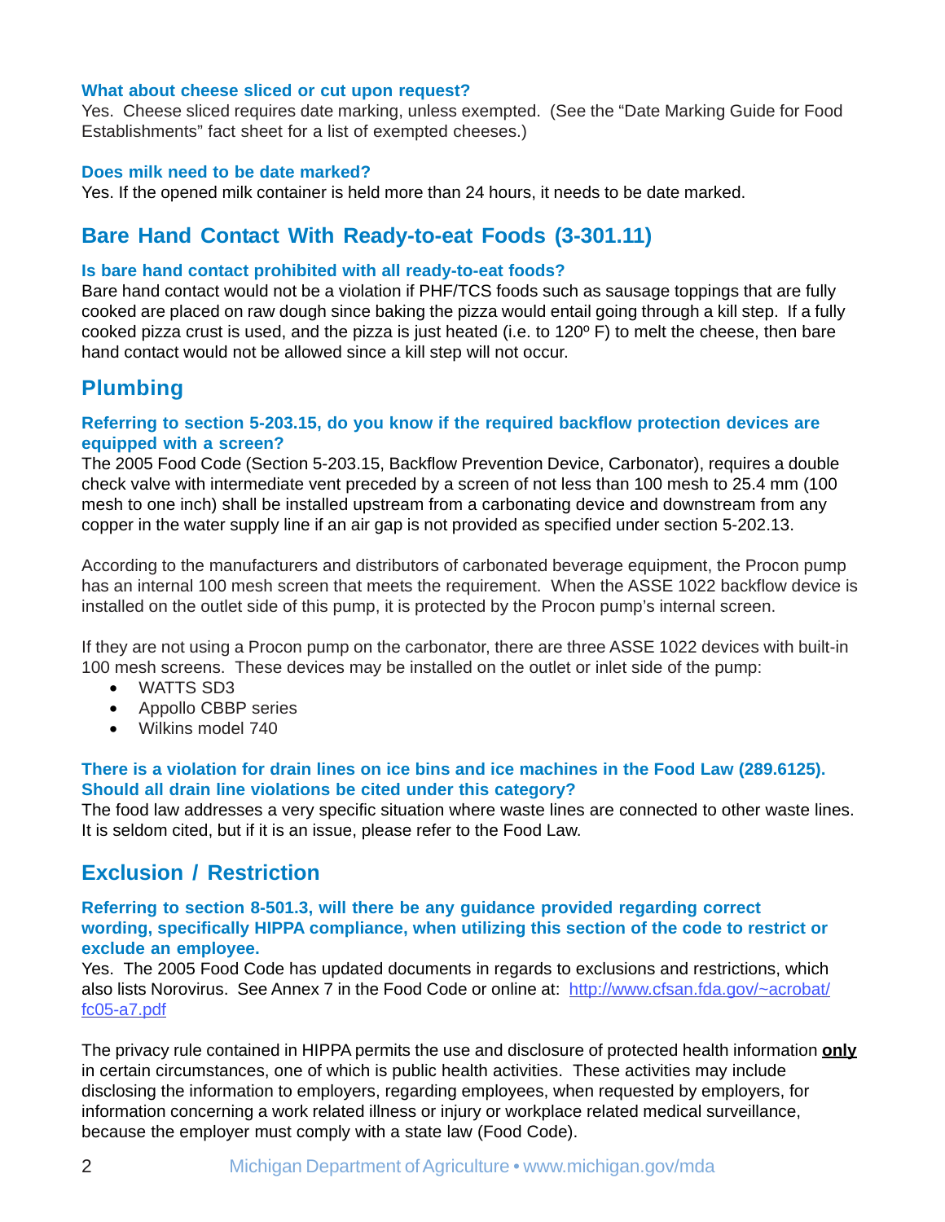### What about cheese sliced or cut upon request?

Yes. Cheese sliced requires date marking, unless exempted. (See the "Date Marking Guide for Food Establishments" fact sheet for a list of exempted cheeses.)

### Does milk need to be date marked?

Yes. If the opened milk container is held more than 24 hours, it needs to be date marked.

## Bare Hand Contact With Ready-to-eat Foods (3-301.11)

### Is bare hand contact prohibited with all ready-to-eat foods?

Bare hand contact would not be a violation if PHF/TCS foods such as sausage toppings that are fully cooked are placed on raw dough since baking the pizza would entail going through a kill step. If a fully cooked pizza crust is used, and the pizza is just heated (i.e. to 120º F) to melt the cheese, then bare hand contact would not be allowed since a kill step will not occur.

## Plumbing

### Referring to section 5-203.15, do you know if the required backflow protection devices are equipped with a screen?

The 2005 Food Code (Section 5-203.15, Backflow Prevention Device, Carbonator), requires a double check valve with intermediate vent preceded by a screen of not less than 100 mesh to 25.4 mm (100 mesh to one inch) shall be installed upstream from a carbonating device and downstream from any copper in the water supply line if an air gap is not provided as specified under section 5-202.13.

According to the manufacturers and distributors of carbonated beverage equipment, the Procon pump has an internal 100 mesh screen that meets the requirement. When the ASSE 1022 backflow device is installed on the outlet side of this pump, it is protected by the Procon pump's internal screen.

If they are not using a Procon pump on the carbonator, there are three ASSE 1022 devices with built-in 100 mesh screens. These devices may be installed on the outlet or inlet side of the pump:

- WATTS SD3
- Appollo CBBP series
- Wilkins model 740

### There is a violation for drain lines on ice bins and ice machines in the Food Law (289.6125). Should all drain line violations be cited under this category?

The food law addresses a very specific situation where waste lines are connected to other waste lines. It is seldom cited, but if it is an issue, please refer to the Food Law.

## Exclusion / Restriction

### Referring to section 8-501.3, will there be any guidance provided regarding correct wording, specifically HIPPA compliance, when utilizing this section of the code to restrict or exclude an employee.

Yes. The 2005 Food Code has updated documents in regards to exclusions and restrictions, which also lists Norovirus. See Annex 7 in the Food Code or online at: [http://www.cfsan.fda.gov/~acrobat/fc05-a7.pdf](http://www.cfsan.fda.gov/~acrobat/fc05-a7.pdf)

The privacy rule contained in HIPPA permits the use and disclosure of protected health information **only** in certain circumstances, one of which is public health activities. These activities may include disclosing the information to employers, regarding employees, when requested by employers, for information concerning a work related illness or injury or workplace related medical surveillance, because the employer must comply with a state law (Food Code).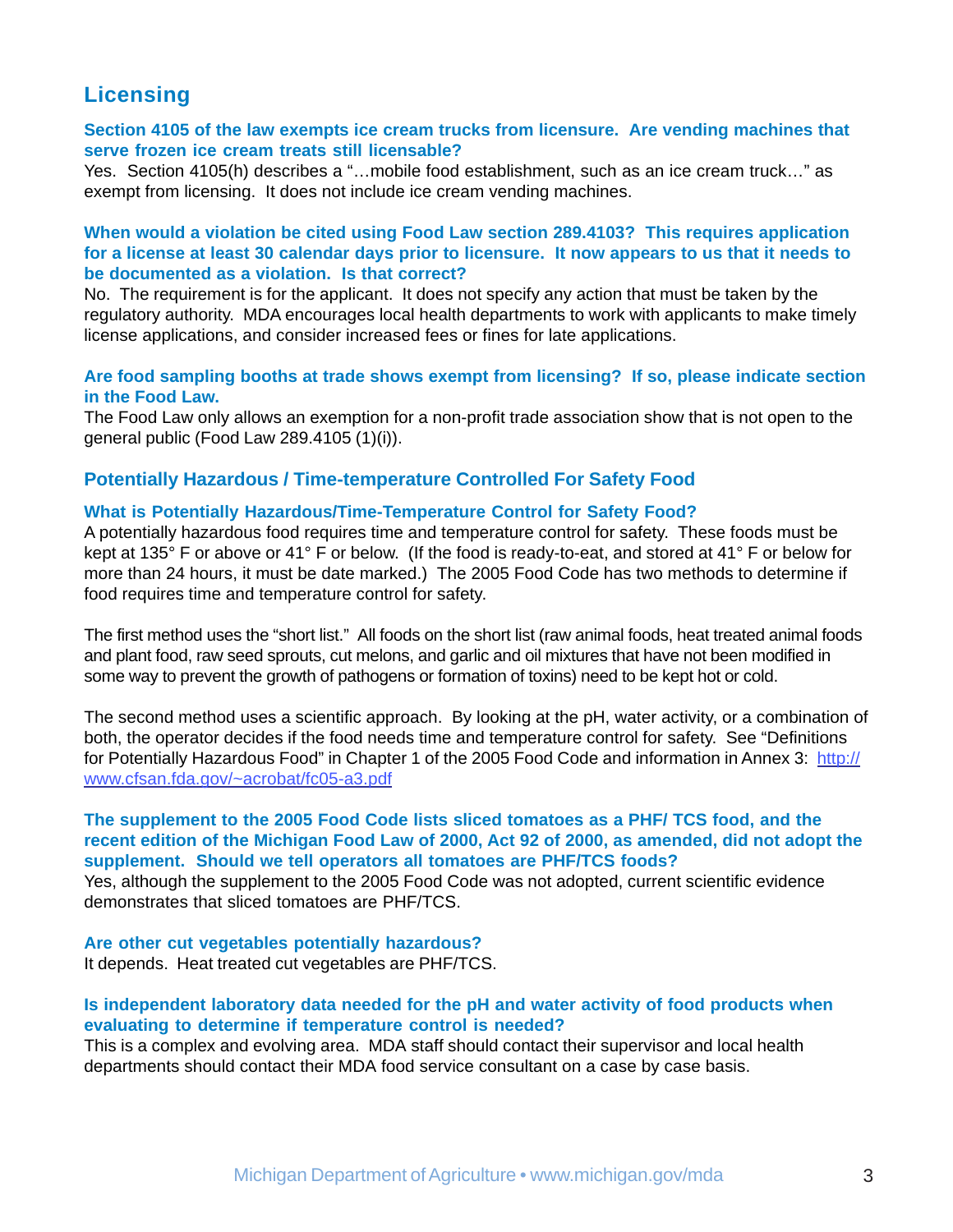## Licensing

**Section 4105 of the law exempts ice cream trucks from licensure. Are vending machines that serve frozen ice cream treats still licensable?**

Yes. Section 4105(h) describes a "…mobile food establishment, such as an ice cream truck…" as exempt from licensing. It does not include ice cream vending machines.

**When would a violation be cited using Food Law section 289.4103? This requires application for a license at least 30 calendar days prior to licensure. It now appears to us that it needs to be documented as a violation. Is that correct?**

No. The requirement is for the applicant. It does not specify any action that must be taken by the regulatory authority. MDA encourages local health departments to work with applicants to make timely license applications, and consider increased fees or fines for late applications.

**Are food sampling booths at trade shows exempt from licensing? If so, please indicate section in the Food Law.**

The Food Law only allows an exemption for a non-profit trade association show that is not open to the general public (Food Law 289.4105 (1)(i)).

## Potentially Hazardous / Time-temperature Controlled For Safety Food

**What is Potentially Hazardous/Time-Temperature Control for Safety Food?**

A potentially hazardous food requires time and temperature control for safety. These foods must be kept at 135° F or above or 41° F or below. (If the food is ready-to-eat, and stored at 41° F or below for more than 24 hours, it must be date marked.) The 2005 Food Code has two methods to determine if food requires time and temperature control for safety.

The first method uses the "short list." All foods on the short list (raw animal foods, heat treated animal foods and plant food, raw seed sprouts, cut melons, and garlic and oil mixtures that have not been modified in some way to prevent the growth of pathogens or formation of toxins) need to be kept hot or cold.

The second method uses a scientific approach. By looking at the pH, water activity, or a combination of both, the operator decides if the food needs time and temperature control for safety. See "Definitions for Potentially Hazardous Food" in Chapter 1 of the 2005 Food Code and information in Annex 3: http://www.cfsan.fda.gov/~acrobat/fc05-a3.pdf

**The supplement to the 2005 Food Code lists sliced tomatoes as a PHF/ TCS food, and the recent edition of the Michigan Food Law of 2000, Act 92 of 2000, as amended, did not adopt the supplement. Should we tell operators all tomatoes are PHF/TCS foods?**

Yes, although the supplement to the 2005 Food Code was not adopted, current scientific evidence demonstrates that sliced tomatoes are PHF/TCS.

**Are other cut vegetables potentially hazardous?**

It depends. Heat treated cut vegetables are PHF/TCS.

**Is independent laboratory data needed for the pH and water activity of food products when evaluating to determine if temperature control is needed?**

This is a complex and evolving area. MDA staff should contact their supervisor and local health departments should contact their MDA food service consultant on a case by case basis.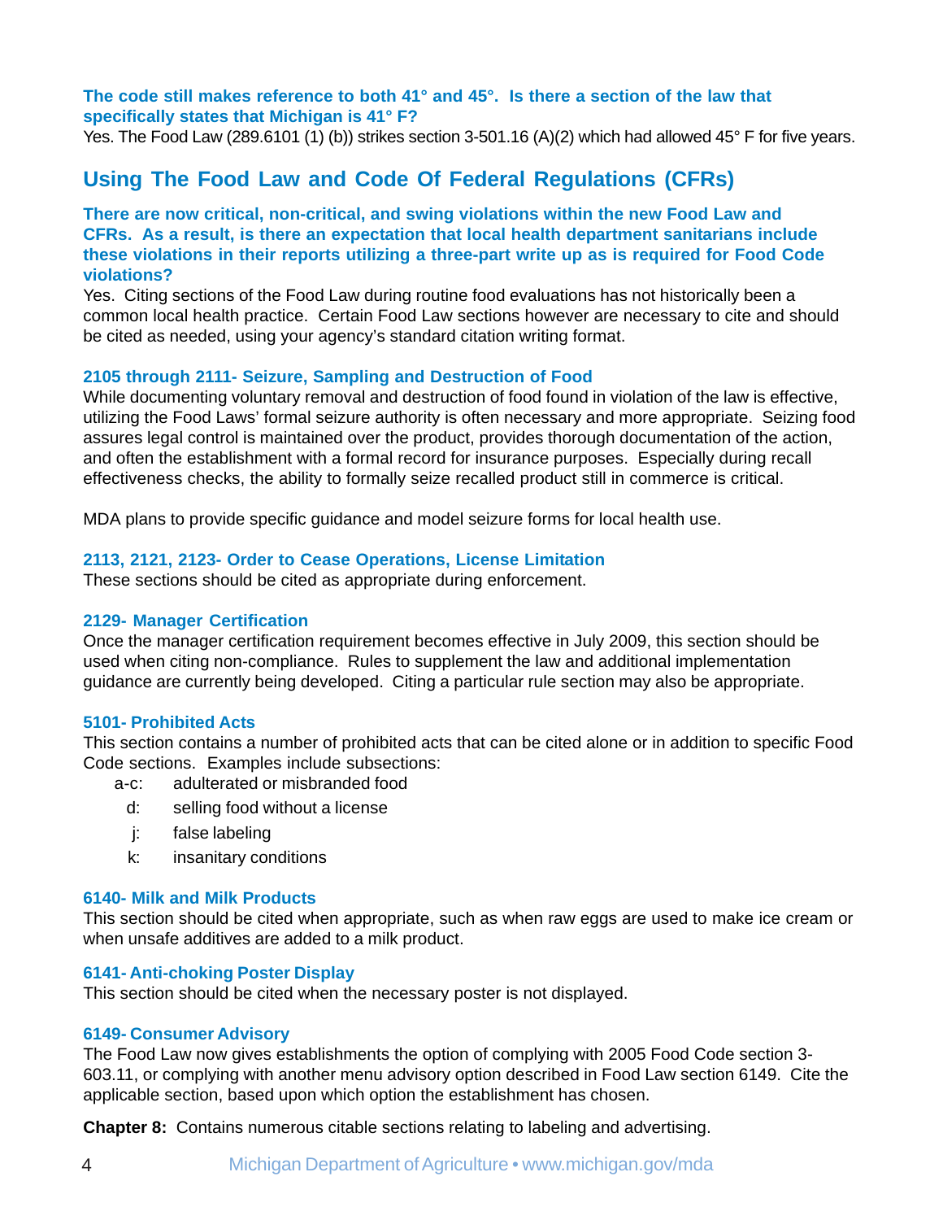**The code still makes reference to both 41° and 45°. Is there a section of the law that specifically states that Michigan is 41° F?**

Yes. The Food Law (289.6101 (1) (b)) strikes section 3-501.16 (A)(2) which had allowed 45° F for five years.

## Using The Food Law and Code Of Federal Regulations (CFRs)

**There are now critical, non-critical, and swing violations within the new Food Law and CFRs. As a result, is there an expectation that local health department sanitarians include these violations in their reports utilizing a three-part write up as is required for Food Code violations?**

Yes. Citing sections of the Food Law during routine food evaluations has not historically been a common local health practice. Certain Food Law sections however are necessary to cite and should be cited as needed, using your agency's standard citation writing format.

### 2105 through 2111- Seizure, Sampling and Destruction of Food

While documenting voluntary removal and destruction of food found in violation of the law is effective, utilizing the Food Laws' formal seizure authority is often necessary and more appropriate. Seizing food assures legal control is maintained over the product, provides thorough documentation of the action, and often the establishment with a formal record for insurance purposes. Especially during recall effectiveness checks, the ability to formally seize recalled product still in commerce is critical.

MDA plans to provide specific guidance and model seizure forms for local health use.

### 2113, 2121, 2123- Order to Cease Operations, License Limitation

These sections should be cited as appropriate during enforcement.

### 2129- Manager Certification

Once the manager certification requirement becomes effective in July 2009, this section should be used when citing non-compliance. Rules to supplement the law and additional implementation guidance are currently being developed. Citing a particular rule section may also be appropriate.

### 5101- Prohibited Acts

This section contains a number of prohibited acts that can be cited alone or in addition to specific Food Code sections. Examples include subsections:

- a-c: adulterated or misbranded food
- d: selling food without a license
- j: false labeling
- k: insanitary conditions

### 6140- Milk and Milk Products

This section should be cited when appropriate, such as when raw eggs are used to make ice cream or when unsafe additives are added to a milk product.

### 6141- Anti-choking Poster Display

This section should be cited when the necessary poster is not displayed.

### 6149- Consumer Advisory

The Food Law now gives establishments the option of complying with 2005 Food Code section 3-603.11, or complying with another menu advisory option described in Food Law section 6149. Cite the applicable section, based upon which option the establishment has chosen.

**Chapter 8:** Contains numerous citable sections relating to labeling and advertising.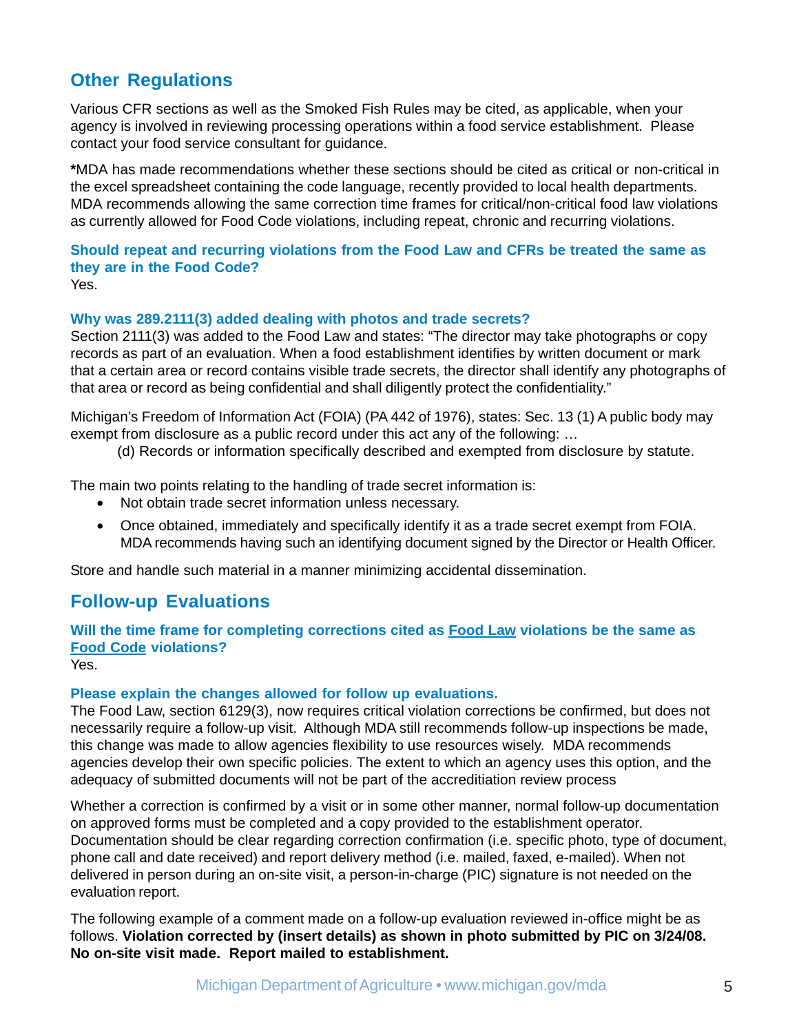## Other Regulations

Various CFR sections as well as the Smoked Fish Rules may be cited, as applicable, when your agency is involved in reviewing processing operations within a food service establishment. Please contact your food service consultant for guidance.

***MDA has made recommendations whether these sections should be cited as critical or non-critical in the excel spreadsheet containing the code language, recently provided to local health departments. MDA recommends allowing the same correction time frames for critical/non-critical food law violations as currently allowed for Food Code violations, including repeat, chronic and recurring violations.

**Should repeat and recurring violations from the Food Law and CFRs be treated the same as they are in the Food Code?**
Yes.

**Why was 289.2111(3) added dealing with photos and trade secrets?**
Section 2111(3) was added to the Food Law and states: "The director may take photographs or copy records as part of an evaluation. When a food establishment identifies by written document or mark that a certain area or record contains visible trade secrets, the director shall identify any photographs of that area or record as being confidential and shall diligently protect the confidentiality."

Michigan's Freedom of Information Act (FOIA) (PA 442 of 1976), states: Sec. 13 (1) A public body may exempt from disclosure as a public record under this act any of the following: …

(d) Records or information specifically described and exempted from disclosure by statute.

The main two points relating to the handling of trade secret information is:

- Not obtain trade secret information unless necessary.
- Once obtained, immediately and specifically identify it as a trade secret exempt from FOIA. MDA recommends having such an identifying document signed by the Director or Health Officer.

Store and handle such material in a manner minimizing accidental dissemination.

## Follow-up Evaluations

**Will the time frame for completing corrections cited as <u>Food Law</u> violations be the same as <u>Food Code</u> violations?**
Yes.

**Please explain the changes allowed for follow up evaluations.**
The Food Law, section 6129(3), now requires critical violation corrections be confirmed, but does not necessarily require a follow-up visit. Although MDA still recommends follow-up inspections be made, this change was made to allow agencies flexibility to use resources wisely. MDA recommends agencies develop their own specific policies. The extent to which an agency uses this option, and the adequacy of submitted documents will not be part of the accreditiation review process

Whether a correction is confirmed by a visit or in some other manner, normal follow-up documentation on approved forms must be completed and a copy provided to the establishment operator. Documentation should be clear regarding correction confirmation (i.e. specific photo, type of document, phone call and date received) and report delivery method (i.e. mailed, faxed, e-mailed). When not delivered in person during an on-site visit, a person-in-charge (PIC) signature is not needed on the evaluation report.

The following example of a comment made on a follow-up evaluation reviewed in-office might be as follows. **Violation corrected by (insert details) as shown in photo submitted by PIC on 3/24/08. No on-site visit made. Report mailed to establishment.**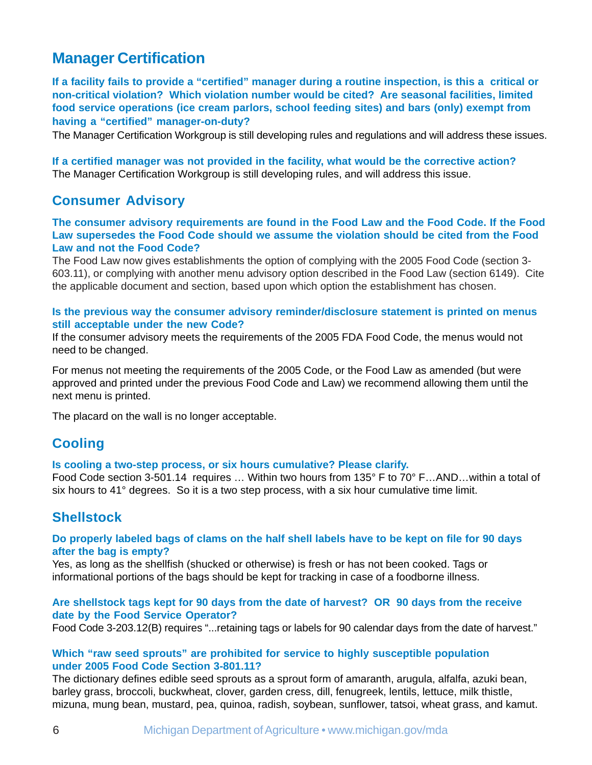## Manager Certification

**If a facility fails to provide a "certified" manager during a routine inspection, is this a critical or non-critical violation? Which violation number would be cited? Are seasonal facilities, limited food service operations (ice cream parlors, school feeding sites) and bars (only) exempt from having a "certified" manager-on-duty?**

The Manager Certification Workgroup is still developing rules and regulations and will address these issues.

**If a certified manager was not provided in the facility, what would be the corrective action?**

The Manager Certification Workgroup is still developing rules, and will address this issue.

## Consumer Advisory

**The consumer advisory requirements are found in the Food Law and the Food Code. If the Food Law supersedes the Food Code should we assume the violation should be cited from the Food Law and not the Food Code?**

The Food Law now gives establishments the option of complying with the 2005 Food Code (section 3-603.11), or complying with another menu advisory option described in the Food Law (section 6149). Cite the applicable document and section, based upon which option the establishment has chosen.

**Is the previous way the consumer advisory reminder/disclosure statement is printed on menus still acceptable under the new Code?**

If the consumer advisory meets the requirements of the 2005 FDA Food Code, the menus would not need to be changed.

For menus not meeting the requirements of the 2005 Code, or the Food Law as amended (but were approved and printed under the previous Food Code and Law) we recommend allowing them until the next menu is printed.

The placard on the wall is no longer acceptable.

## Cooling

**Is cooling a two-step process, or six hours cumulative? Please clarify.**

Food Code section 3-501.14 requires … Within two hours from 135° F to 70° F…AND…within a total of six hours to 41° degrees. So it is a two step process, with a six hour cumulative time limit.

## Shellstock

**Do properly labeled bags of clams on the half shell labels have to be kept on file for 90 days after the bag is empty?**

Yes, as long as the shellfish (shucked or otherwise) is fresh or has not been cooked. Tags or informational portions of the bags should be kept for tracking in case of a foodborne illness.

**Are shellstock tags kept for 90 days from the date of harvest? OR 90 days from the receive date by the Food Service Operator?**

Food Code 3-203.12(B) requires "...retaining tags or labels for 90 calendar days from the date of harvest."

**Which "raw seed sprouts" are prohibited for service to highly susceptible population under 2005 Food Code Section 3-801.11?**

The dictionary defines edible seed sprouts as a sprout form of amaranth, arugula, alfalfa, azuki bean, barley grass, broccoli, buckwheat, clover, garden cress, dill, fenugreek, lentils, lettuce, milk thistle, mizuna, mung bean, mustard, pea, quinoa, radish, soybean, sunflower, tatsoi, wheat grass, and kamut.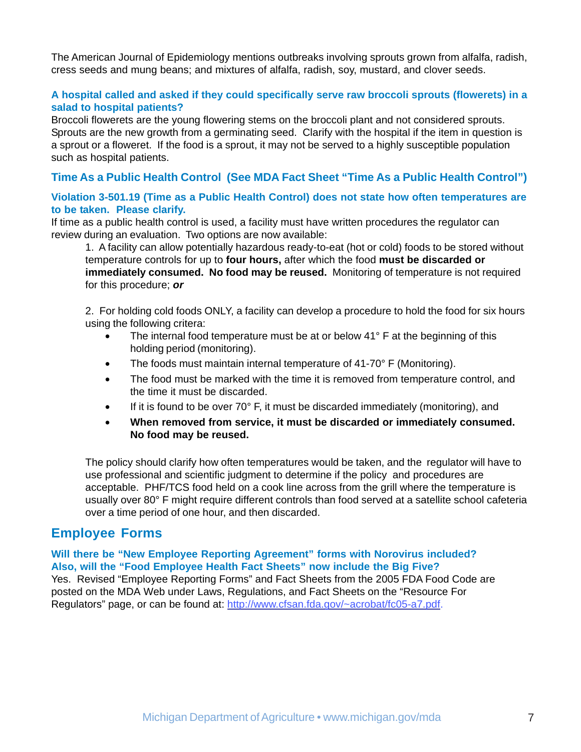The American Journal of Epidemiology mentions outbreaks involving sprouts grown from alfalfa, radish, cress seeds and mung beans; and mixtures of alfalfa, radish, soy, mustard, and clover seeds.

### A hospital called and asked if they could specifically serve raw broccoli sprouts (flowerets) in a salad to hospital patients?

Broccoli flowerets are the young flowering stems on the broccoli plant and not considered sprouts. Sprouts are the new growth from a germinating seed. Clarify with the hospital if the item in question is a sprout or a floweret. If the food is a sprout, it may not be served to a highly susceptible population such as hospital patients.

### Time As a Public Health Control (See MDA Fact Sheet "Time As a Public Health Control")

### Violation 3-501.19 (Time as a Public Health Control) does not state how often temperatures are to be taken. Please clarify.

If time as a public health control is used, a facility must have written procedures the regulator can review during an evaluation. Two options are now available:

1. A facility can allow potentially hazardous ready-to-eat (hot or cold) foods to be stored without temperature controls for up to **four hours,** after which the food **must be discarded or immediately consumed. No food may be reused.** Monitoring of temperature is not required for this procedure; ***or***

2. For holding cold foods ONLY, a facility can develop a procedure to hold the food for six hours using the following critera:
   - The internal food temperature must be at or below 41° F at the beginning of this holding period (monitoring).
   - The foods must maintain internal temperature of 41-70° F (Monitoring).
   - The food must be marked with the time it is removed from temperature control, and the time it must be discarded.
   - If it is found to be over 70° F, it must be discarded immediately (monitoring), and
   - **When removed from service, it must be discarded or immediately consumed. No food may be reused.**

   The policy should clarify how often temperatures would be taken, and the regulator will have to use professional and scientific judgment to determine if the policy and procedures are acceptable. PHF/TCS food held on a cook line across from the grill where the temperature is usually over 80° F might require different controls than food served at a satellite school cafeteria over a time period of one hour, and then discarded.

## Employee Forms

### Will there be "New Employee Reporting Agreement" forms with Norovirus included? Also, will the "Food Employee Health Fact Sheets" now include the Big Five?

Yes. Revised "Employee Reporting Forms" and Fact Sheets from the 2005 FDA Food Code are posted on the MDA Web under Laws, Regulations, and Fact Sheets on the "Resource For Regulators" page, or can be found at: http://www.cfsan.fda.gov/~acrobat/fc05-a7.pdf.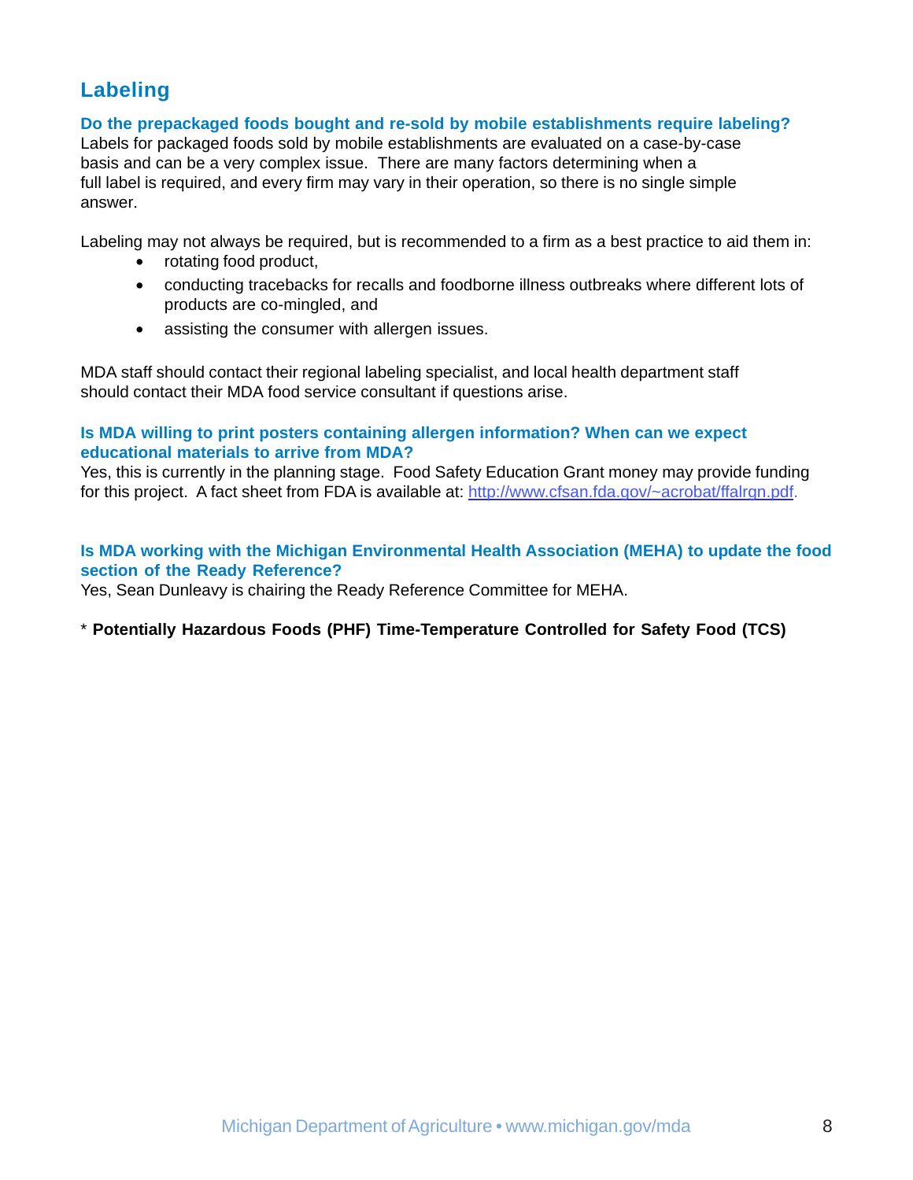## Labeling

**Do the prepackaged foods bought and re-sold by mobile establishments require labeling?**

Labels for packaged foods sold by mobile establishments are evaluated on a case-by-case basis and can be a very complex issue. There are many factors determining when a full label is required, and every firm may vary in their operation, so there is no single simple answer.

Labeling may not always be required, but is recommended to a firm as a best practice to aid them in:

- rotating food product,
- conducting tracebacks for recalls and foodborne illness outbreaks where different lots of products are co-mingled, and
- assisting the consumer with allergen issues.

MDA staff should contact their regional labeling specialist, and local health department staff should contact their MDA food service consultant if questions arise.

**Is MDA willing to print posters containing allergen information? When can we expect educational materials to arrive from MDA?**

Yes, this is currently in the planning stage. Food Safety Education Grant money may provide funding for this project. A fact sheet from FDA is available at: http://www.cfsan.fda.gov/~acrobat/ffalrgn.pdf.

**Is MDA working with the Michigan Environmental Health Association (MEHA) to update the food section of the Ready Reference?**

Yes, Sean Dunleavy is chairing the Ready Reference Committee for MEHA.

* **Potentially Hazardous Foods (PHF) Time-Temperature Controlled for Safety Food (TCS)**